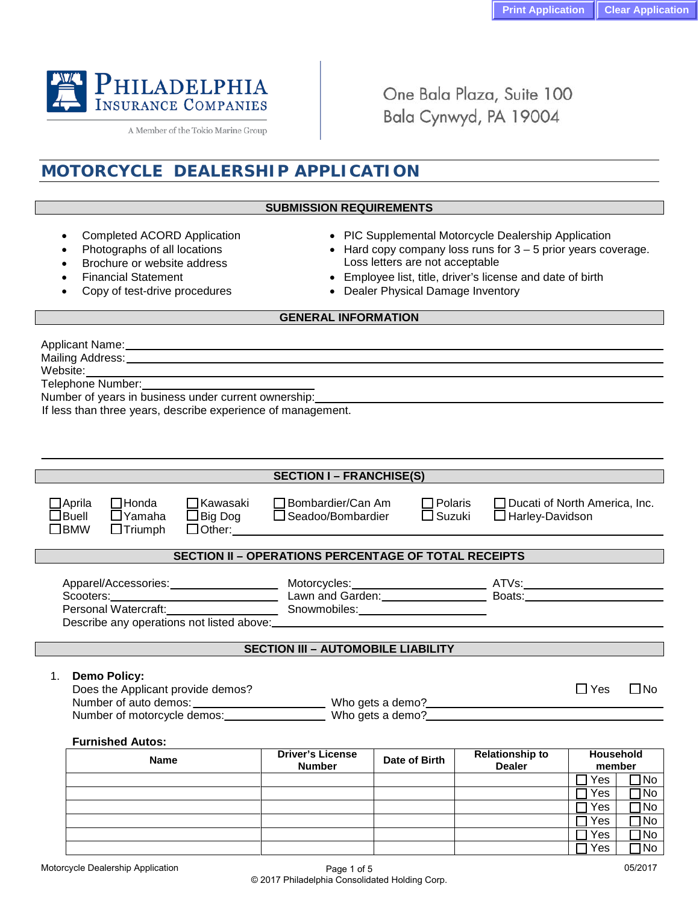Philadelphia Insurance Companies
A Member of the Tokio Marine Group

One Bala Plaza, Suite 100
Bala Cynwyd, PA 19004

# MOTORCYCLE DEALERSHIP APPLICATION

## SUBMISSION REQUIREMENTS

- Completed ACORD Application
- Photographs of all locations
- Brochure or website address
- Financial Statement
- Copy of test-drive procedures
- PIC Supplemental Motorcycle Dealership Application
- Hard copy company loss runs for 3 – 5 prior years coverage. Loss letters are not acceptable
- Employee list, title, driver's license and date of birth
- Dealer Physical Damage Inventory

## GENERAL INFORMATION

Applicant Name: ____________________

Mailing Address: ____________________

Website: ____________________

Telephone Number: ____________________

Number of years in business under current ownership: ____________________

If less than three years, describe experience of management.

____________________

## SECTION I – FRANCHISE(S)

☐ Aprila ☐ Honda ☐ Kawasaki ☐ Bombardier/Can Am ☐ Polaris ☐ Ducati of North America, Inc.

☐ Buell ☐ Yamaha ☐ Big Dog ☐ Seadoo/Bombardier ☐ Suzuki ☐ Harley-Davidson

☐ BMW ☐ Triumph ☐ Other: ____________________

## SECTION II – OPERATIONS PERCENTAGE OF TOTAL RECEIPTS

Apparel/Accessories: __________ Motorcycles: __________ ATVs: __________

Scooters: __________ Lawn and Garden: __________ Boats: __________

Personal Watercraft: __________ Snowmobiles: __________

Describe any operations not listed above: ____________________

## SECTION III – AUTOMOBILE LIABILITY

1. **Demo Policy:**

   Does the Applicant provide demos? ☐ Yes ☐ No

   Number of auto demos: __________ Who gets a demo? __________

   Number of motorcycle demos: __________ Who gets a demo? __________

   **Furnished Autos:**

| Name | Driver's License Number | Date of Birth | Relationship to Dealer | Household member |
|---|---|---|---|---|
| | | | | ☐ Yes ☐ No |
| | | | | ☐ Yes ☐ No |
| | | | | ☐ Yes ☐ No |
| | | | | ☐ Yes ☐ No |
| | | | | ☐ Yes ☐ No |
| | | | | ☐ Yes ☐ No |

Motorcycle Dealership Application 05/2017

© 2017 Philadelphia Consolidated Holding Corp.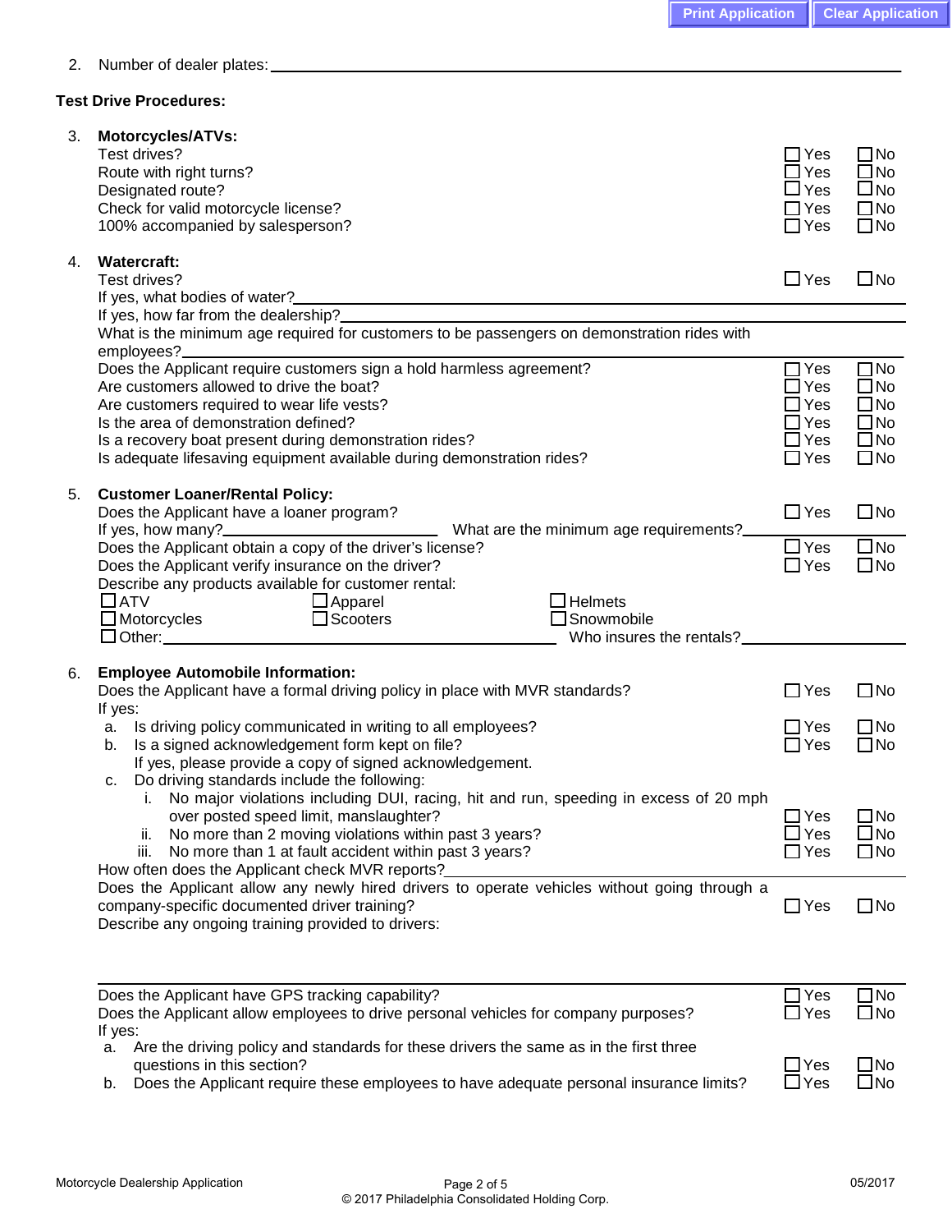2. Number of dealer plates: ______________________________

**Test Drive Procedures:**

3. **Motorcycles/ATVs:**

   Test drives? ☐ Yes ☐ No
   Route with right turns? ☐ Yes ☐ No
   Designated route? ☐ Yes ☐ No
   Check for valid motorcycle license? ☐ Yes ☐ No
   100% accompanied by salesperson? ☐ Yes ☐ No

4. **Watercraft:**

   Test drives? ☐ Yes ☐ No
   If yes, what bodies of water? ______________________________
   If yes, how far from the dealership? ______________________________
   What is the minimum age required for customers to be passengers on demonstration rides with employees? ______________________________
   Does the Applicant require customers sign a hold harmless agreement? ☐ Yes ☐ No
   Are customers allowed to drive the boat? ☐ Yes ☐ No
   Are customers required to wear life vests? ☐ Yes ☐ No
   Is the area of demonstration defined? ☐ Yes ☐ No
   Is a recovery boat present during demonstration rides? ☐ Yes ☐ No
   Is adequate lifesaving equipment available during demonstration rides? ☐ Yes ☐ No

5. **Customer Loaner/Rental Policy:**

   Does the Applicant have a loaner program? ☐ Yes ☐ No
   If yes, how many? ______________ What are the minimum age requirements? ______________
   Does the Applicant obtain a copy of the driver's license? ☐ Yes ☐ No
   Does the Applicant verify insurance on the driver? ☐ Yes ☐ No
   Describe any products available for customer rental:
   ☐ ATV ☐ Apparel ☐ Helmets
   ☐ Motorcycles ☐ Scooters ☐ Snowmobile
   ☐ Other: ______________________________ Who insures the rentals? ______________

6. **Employee Automobile Information:**

   Does the Applicant have a formal driving policy in place with MVR standards? ☐ Yes ☐ No
   If yes:
   a. Is driving policy communicated in writing to all employees? ☐ Yes ☐ No
   b. Is a signed acknowledgement form kept on file? ☐ Yes ☐ No
      If yes, please provide a copy of signed acknowledgement.
   c. Do driving standards include the following:
      i. No major violations including DUI, racing, hit and run, speeding in excess of 20 mph over posted speed limit, manslaughter? ☐ Yes ☐ No
      ii. No more than 2 moving violations within past 3 years? ☐ Yes ☐ No
      iii. No more than 1 at fault accident within past 3 years? ☐ Yes ☐ No

   How often does the Applicant check MVR reports? ______________________________
   Does the Applicant allow any newly hired drivers to operate vehicles without going through a company-specific documented driver training? ☐ Yes ☐ No
   Describe any ongoing training provided to drivers:

   ______________________________

   Does the Applicant have GPS tracking capability? ☐ Yes ☐ No
   Does the Applicant allow employees to drive personal vehicles for company purposes? ☐ Yes ☐ No
   If yes:
   a. Are the driving policy and standards for these drivers the same as in the first three questions in this section? ☐ Yes ☐ No
   b. Does the Applicant require these employees to have adequate personal insurance limits? ☐ Yes ☐ No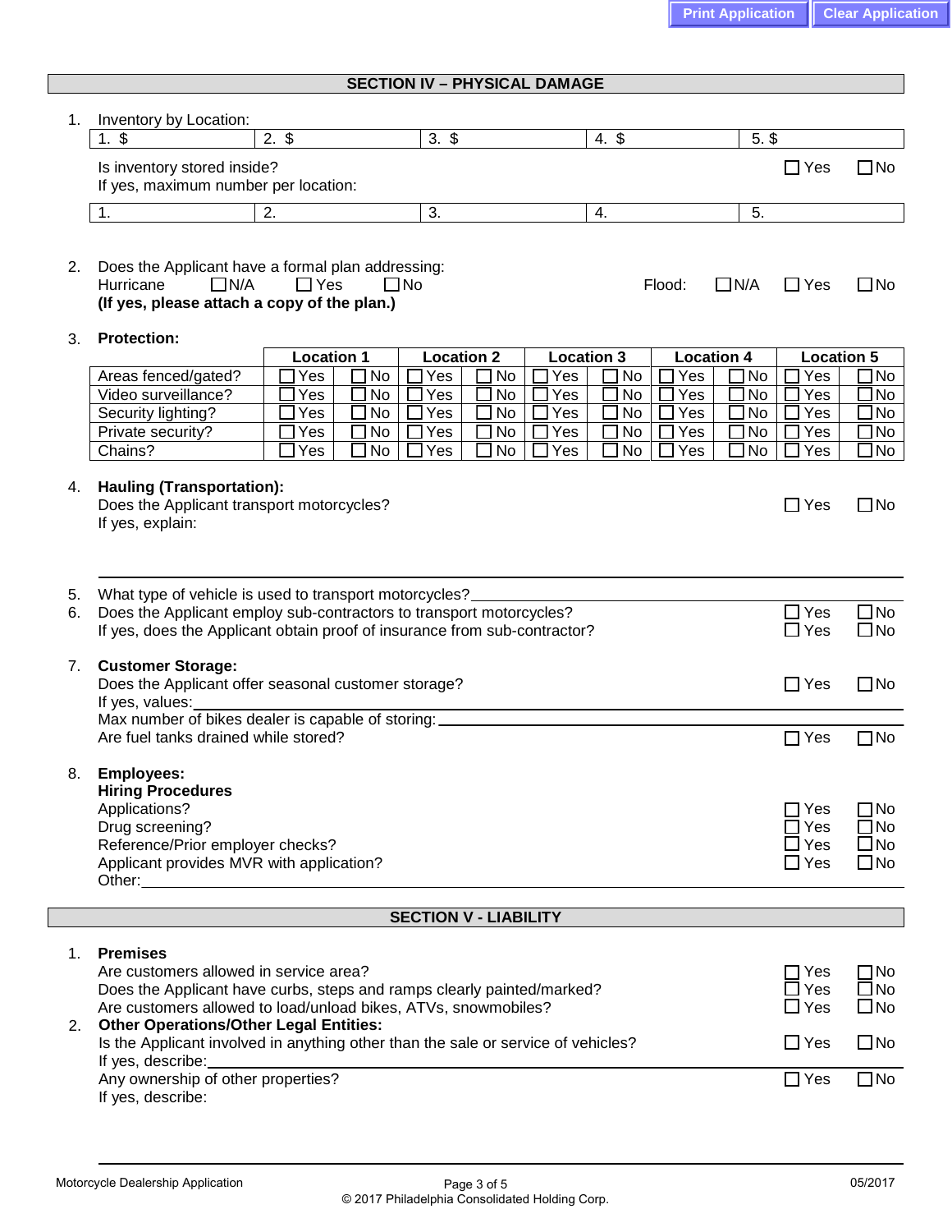## SECTION IV – PHYSICAL DAMAGE

1. Inventory by Location:

| 1. $ | 2. $ | 3. $ | 4. $ | 5. $ |
|---|---|---|---|---|

Is inventory stored inside? ☐ Yes ☐ No

If yes, maximum number per location:

| 1. | 2. | 3. | 4. | 5. |
|---|---|---|---|---|

2. Does the Applicant have a formal plan addressing:
Hurricane ☐ N/A ☐ Yes ☐ No Flood: ☐ N/A ☐ Yes ☐ No
**(If yes, please attach a copy of the plan.)**

3. **Protection:**

| | Location 1 | | Location 2 | | Location 3 | | Location 4 | | Location 5 | |
|---|---|---|---|---|---|---|---|---|---|---|
| Areas fenced/gated? | ☐ Yes | ☐ No | ☐ Yes | ☐ No | ☐ Yes | ☐ No | ☐ Yes | ☐ No | ☐ Yes | ☐ No |
| Video surveillance? | ☐ Yes | ☐ No | ☐ Yes | ☐ No | ☐ Yes | ☐ No | ☐ Yes | ☐ No | ☐ Yes | ☐ No |
| Security lighting? | ☐ Yes | ☐ No | ☐ Yes | ☐ No | ☐ Yes | ☐ No | ☐ Yes | ☐ No | ☐ Yes | ☐ No |
| Private security? | ☐ Yes | ☐ No | ☐ Yes | ☐ No | ☐ Yes | ☐ No | ☐ Yes | ☐ No | ☐ Yes | ☐ No |
| Chains? | ☐ Yes | ☐ No | ☐ Yes | ☐ No | ☐ Yes | ☐ No | ☐ Yes | ☐ No | ☐ Yes | ☐ No |

4. **Hauling (Transportation):**
Does the Applicant transport motorcycles? ☐ Yes ☐ No
If yes, explain:

5. What type of vehicle is used to transport motorcycles?
6. Does the Applicant employ sub-contractors to transport motorcycles? ☐ Yes ☐ No
If yes, does the Applicant obtain proof of insurance from sub-contractor? ☐ Yes ☐ No

7. **Customer Storage:**
Does the Applicant offer seasonal customer storage? ☐ Yes ☐ No
If yes, values:
Max number of bikes dealer is capable of storing:
Are fuel tanks drained while stored? ☐ Yes ☐ No

8. **Employees:**
**Hiring Procedures**
Applications? ☐ Yes ☐ No
Drug screening? ☐ Yes ☐ No
Reference/Prior employer checks? ☐ Yes ☐ No
Applicant provides MVR with application? ☐ Yes ☐ No
Other:

## SECTION V - LIABILITY

1. **Premises**
Are customers allowed in service area? ☐ Yes ☐ No
Does the Applicant have curbs, steps and ramps clearly painted/marked? ☐ Yes ☐ No
Are customers allowed to load/unload bikes, ATVs, snowmobiles? ☐ Yes ☐ No

2. **Other Operations/Other Legal Entities:**
Is the Applicant involved in anything other than the sale or service of vehicles? ☐ Yes ☐ No
If yes, describe:
Any ownership of other properties? ☐ Yes ☐ No
If yes, describe: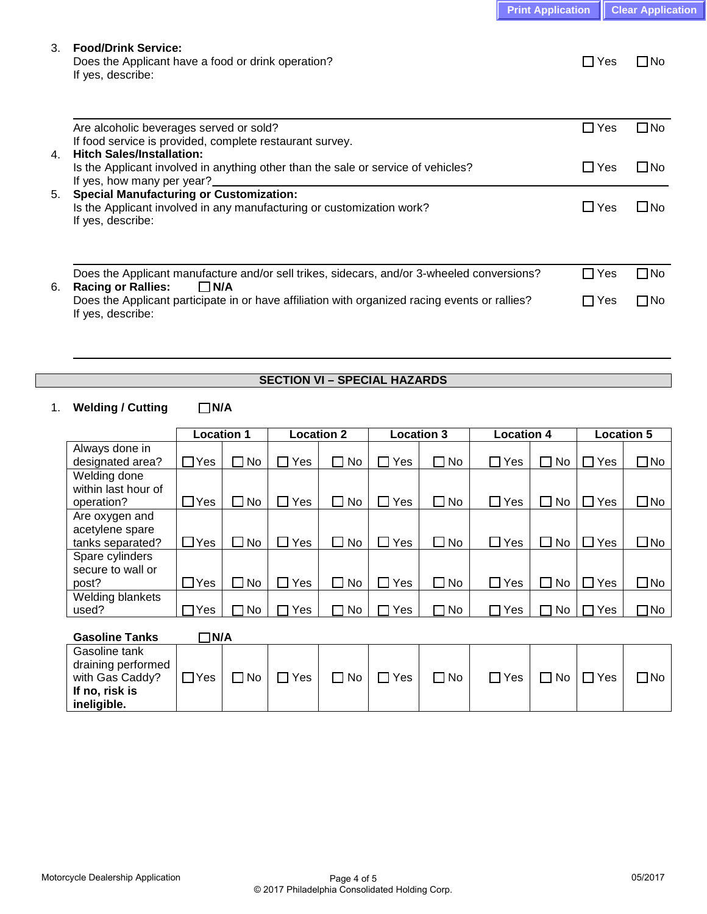3. **Food/Drink Service:**
   Does the Applicant have a food or drink operation? ☐ Yes ☐ No
   If yes, describe:

   Are alcoholic beverages served or sold? ☐ Yes ☐ No
   If food service is provided, complete restaurant survey.

4. **Hitch Sales/Installation:**
   Is the Applicant involved in anything other than the sale or service of vehicles? ☐ Yes ☐ No
   If yes, how many per year?\_\_\_\_\_\_\_\_\_\_

5. **Special Manufacturing or Customization:**
   Is the Applicant involved in any manufacturing or customization work? ☐ Yes ☐ No
   If yes, describe:

   Does the Applicant manufacture and/or sell trikes, sidecars, and/or 3-wheeled conversions? ☐ Yes ☐ No

6. **Racing or Rallies:** ☐ **N/A**
   Does the Applicant participate in or have affiliation with organized racing events or rallies? ☐ Yes ☐ No
   If yes, describe:

## SECTION VI – SPECIAL HAZARDS

1. **Welding / Cutting** ☐ **N/A**

| | Location 1 | | Location 2 | | Location 3 | | Location 4 | | Location 5 | |
|---|---|---|---|---|---|---|---|---|---|---|
| Always done in designated area? | ☐ Yes | ☐ No | ☐ Yes | ☐ No | ☐ Yes | ☐ No | ☐ Yes | ☐ No | ☐ Yes | ☐ No |
| Welding done within last hour of operation? | ☐ Yes | ☐ No | ☐ Yes | ☐ No | ☐ Yes | ☐ No | ☐ Yes | ☐ No | ☐ Yes | ☐ No |
| Are oxygen and acetylene spare tanks separated? | ☐ Yes | ☐ No | ☐ Yes | ☐ No | ☐ Yes | ☐ No | ☐ Yes | ☐ No | ☐ Yes | ☐ No |
| Spare cylinders secure to wall or post? | ☐ Yes | ☐ No | ☐ Yes | ☐ No | ☐ Yes | ☐ No | ☐ Yes | ☐ No | ☐ Yes | ☐ No |
| Welding blankets used? | ☐ Yes | ☐ No | ☐ Yes | ☐ No | ☐ Yes | ☐ No | ☐ Yes | ☐ No | ☐ Yes | ☐ No |

**Gasoline Tanks** ☐ **N/A**

| | | | | | | | | | | |
|---|---|---|---|---|---|---|---|---|---|---|
| Gasoline tank draining performed with Gas Caddy? **If no, risk is ineligible.** | ☐ Yes | ☐ No | ☐ Yes | ☐ No | ☐ Yes | ☐ No | ☐ Yes | ☐ No | ☐ Yes | ☐ No |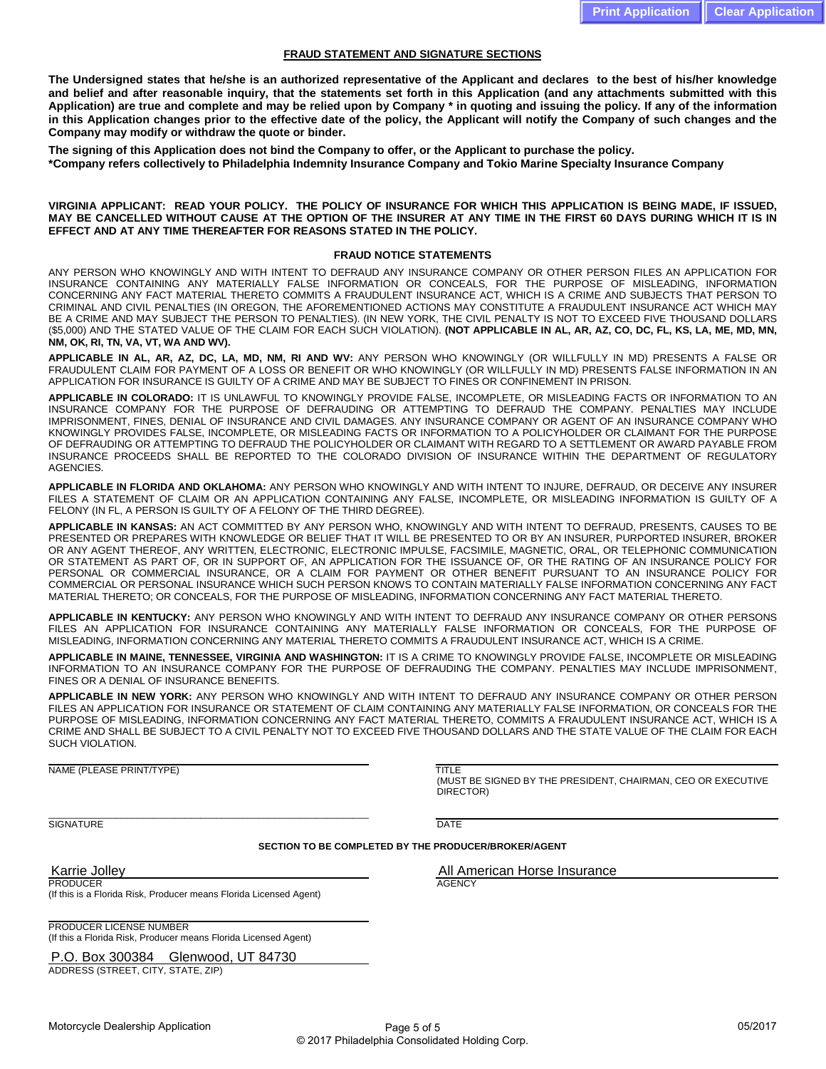## FRAUD STATEMENT AND SIGNATURE SECTIONS

**The Undersigned states that he/she is an authorized representative of the Applicant and declares to the best of his/her knowledge and belief and after reasonable inquiry, that the statements set forth in this Application (and any attachments submitted with this Application) are true and complete and may be relied upon by Company * in quoting and issuing the policy. If any of the information in this Application changes prior to the effective date of the policy, the Applicant will notify the Company of such changes and the Company may modify or withdraw the quote or binder.**

**The signing of this Application does not bind the Company to offer, or the Applicant to purchase the policy.**
***Company refers collectively to Philadelphia Indemnity Insurance Company and Tokio Marine Specialty Insurance Company**

**VIRGINIA APPLICANT: READ YOUR POLICY. THE POLICY OF INSURANCE FOR WHICH THIS APPLICATION IS BEING MADE, IF ISSUED, MAY BE CANCELLED WITHOUT CAUSE AT THE OPTION OF THE INSURER AT ANY TIME IN THE FIRST 60 DAYS DURING WHICH IT IS IN EFFECT AND AT ANY TIME THEREAFTER FOR REASONS STATED IN THE POLICY.**

### FRAUD NOTICE STATEMENTS

ANY PERSON WHO KNOWINGLY AND WITH INTENT TO DEFRAUD ANY INSURANCE COMPANY OR OTHER PERSON FILES AN APPLICATION FOR INSURANCE CONTAINING ANY MATERIALLY FALSE INFORMATION OR CONCEALS, FOR THE PURPOSE OF MISLEADING, INFORMATION CONCERNING ANY FACT MATERIAL THERETO COMMITS A FRAUDULENT INSURANCE ACT, WHICH IS A CRIME AND SUBJECTS THAT PERSON TO CRIMINAL AND CIVIL PENALTIES (IN OREGON, THE AFOREMENTIONED ACTIONS MAY CONSTITUTE A FRAUDULENT INSURANCE ACT WHICH MAY BE A CRIME AND MAY SUBJECT THE PERSON TO PENALTIES). (IN NEW YORK, THE CIVIL PENALTY IS NOT TO EXCEED FIVE THOUSAND DOLLARS ($5,000) AND THE STATED VALUE OF THE CLAIM FOR EACH SUCH VIOLATION). **(NOT APPLICABLE IN AL, AR, AZ, CO, DC, FL, KS, LA, ME, MD, MN, NM, OK, RI, TN, VA, VT, WA AND WV).**

**APPLICABLE IN AL, AR, AZ, DC, LA, MD, NM, RI AND WV:** ANY PERSON WHO KNOWINGLY (OR WILLFULLY IN MD) PRESENTS A FALSE OR FRAUDULENT CLAIM FOR PAYMENT OF A LOSS OR BENEFIT OR WHO KNOWINGLY (OR WILLFULLY IN MD) PRESENTS FALSE INFORMATION IN AN APPLICATION FOR INSURANCE IS GUILTY OF A CRIME AND MAY BE SUBJECT TO FINES OR CONFINEMENT IN PRISON.

**APPLICABLE IN COLORADO:** IT IS UNLAWFUL TO KNOWINGLY PROVIDE FALSE, INCOMPLETE, OR MISLEADING FACTS OR INFORMATION TO AN INSURANCE COMPANY FOR THE PURPOSE OF DEFRAUDING OR ATTEMPTING TO DEFRAUD THE COMPANY. PENALTIES MAY INCLUDE IMPRISONMENT, FINES, DENIAL OF INSURANCE AND CIVIL DAMAGES. ANY INSURANCE COMPANY OR AGENT OF AN INSURANCE COMPANY WHO KNOWINGLY PROVIDES FALSE, INCOMPLETE, OR MISLEADING FACTS OR INFORMATION TO A POLICYHOLDER OR CLAIMANT FOR THE PURPOSE OF DEFRAUDING OR ATTEMPTING TO DEFRAUD THE POLICYHOLDER OR CLAIMANT WITH REGARD TO A SETTLEMENT OR AWARD PAYABLE FROM INSURANCE PROCEEDS SHALL BE REPORTED TO THE COLORADO DIVISION OF INSURANCE WITHIN THE DEPARTMENT OF REGULATORY AGENCIES.

**APPLICABLE IN FLORIDA AND OKLAHOMA:** ANY PERSON WHO KNOWINGLY AND WITH INTENT TO INJURE, DEFRAUD, OR DECEIVE ANY INSURER FILES A STATEMENT OF CLAIM OR AN APPLICATION CONTAINING ANY FALSE, INCOMPLETE, OR MISLEADING INFORMATION IS GUILTY OF A FELONY (IN FL, A PERSON IS GUILTY OF A FELONY OF THE THIRD DEGREE).

**APPLICABLE IN KANSAS:** AN ACT COMMITTED BY ANY PERSON WHO, KNOWINGLY AND WITH INTENT TO DEFRAUD, PRESENTS, CAUSES TO BE PRESENTED OR PREPARES WITH KNOWLEDGE OR BELIEF THAT IT WILL BE PRESENTED TO OR BY AN INSURER, PURPORTED INSURER, BROKER OR ANY AGENT THEREOF, ANY WRITTEN, ELECTRONIC, ELECTRONIC IMPULSE, FACSIMILE, MAGNETIC, ORAL, OR TELEPHONIC COMMUNICATION OR STATEMENT AS PART OF, OR IN SUPPORT OF, AN APPLICATION FOR THE ISSUANCE OF, OR THE RATING OF AN INSURANCE POLICY FOR PERSONAL OR COMMERCIAL INSURANCE, OR A CLAIM FOR PAYMENT OR OTHER BENEFIT PURSUANT TO AN INSURANCE POLICY FOR COMMERCIAL OR PERSONAL INSURANCE WHICH SUCH PERSON KNOWS TO CONTAIN MATERIALLY FALSE INFORMATION CONCERNING ANY FACT MATERIAL THERETO; OR CONCEALS, FOR THE PURPOSE OF MISLEADING, INFORMATION CONCERNING ANY FACT MATERIAL THERETO.

**APPLICABLE IN KENTUCKY:** ANY PERSON WHO KNOWINGLY AND WITH INTENT TO DEFRAUD ANY INSURANCE COMPANY OR OTHER PERSONS FILES AN APPLICATION FOR INSURANCE CONTAINING ANY MATERIALLY FALSE INFORMATION OR CONCEALS, FOR THE PURPOSE OF MISLEADING, INFORMATION CONCERNING ANY MATERIAL THERETO COMMITS A FRAUDULENT INSURANCE ACT, WHICH IS A CRIME.

**APPLICABLE IN MAINE, TENNESSEE, VIRGINIA AND WASHINGTON:** IT IS A CRIME TO KNOWINGLY PROVIDE FALSE, INCOMPLETE OR MISLEADING INFORMATION TO AN INSURANCE COMPANY FOR THE PURPOSE OF DEFRAUDING THE COMPANY. PENALTIES MAY INCLUDE IMPRISONMENT, FINES OR A DENIAL OF INSURANCE BENEFITS.

**APPLICABLE IN NEW YORK:** ANY PERSON WHO KNOWINGLY AND WITH INTENT TO DEFRAUD ANY INSURANCE COMPANY OR OTHER PERSON FILES AN APPLICATION FOR INSURANCE OR STATEMENT OF CLAIM CONTAINING ANY MATERIALLY FALSE INFORMATION, OR CONCEALS FOR THE PURPOSE OF MISLEADING, INFORMATION CONCERNING ANY FACT MATERIAL THERETO, COMMITS A FRAUDULENT INSURANCE ACT, WHICH IS A CRIME AND SHALL BE SUBJECT TO A CIVIL PENALTY NOT TO EXCEED FIVE THOUSAND DOLLARS AND THE STATE VALUE OF THE CLAIM FOR EACH SUCH VIOLATION.

NAME (PLEASE PRINT/TYPE): ______________________

TITLE: ______________________
(MUST BE SIGNED BY THE PRESIDENT, CHAIRMAN, CEO OR EXECUTIVE DIRECTOR)

SIGNATURE: ______________________

DATE: ______________________

**SECTION TO BE COMPLETED BY THE PRODUCER/BROKER/AGENT**

PRODUCER: Karrie Jolley
(If this is a Florida Risk, Producer means Florida Licensed Agent)

AGENCY: All American Horse Insurance

PRODUCER LICENSE NUMBER: ______________________
(If this a Florida Risk, Producer means Florida Licensed Agent)

ADDRESS (STREET, CITY, STATE, ZIP): P.O. Box 300384 Glenwood, UT 84730